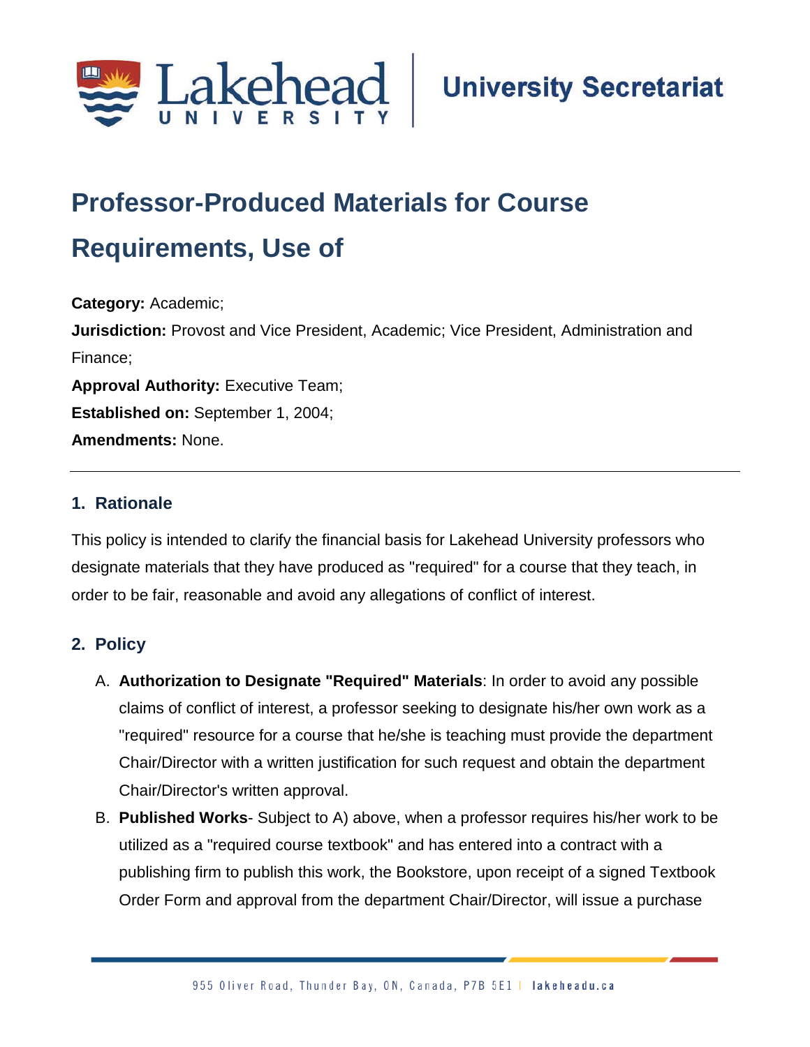Lakehead University | University Secretariat

# Professor-Produced Materials for Course Requirements, Use of

**Category:** Academic;
**Jurisdiction:** Provost and Vice President, Academic; Vice President, Administration and Finance;
**Approval Authority:** Executive Team;
**Established on:** September 1, 2004;
**Amendments:** None.

---

## 1. Rationale

This policy is intended to clarify the financial basis for Lakehead University professors who designate materials that they have produced as "required" for a course that they teach, in order to be fair, reasonable and avoid any allegations of conflict of interest.

## 2. Policy

A. **Authorization to Designate "Required" Materials**: In order to avoid any possible claims of conflict of interest, a professor seeking to designate his/her own work as a "required" resource for a course that he/she is teaching must provide the department Chair/Director with a written justification for such request and obtain the department Chair/Director's written approval.

B. **Published Works**- Subject to A) above, when a professor requires his/her work to be utilized as a "required course textbook" and has entered into a contract with a publishing firm to publish this work, the Bookstore, upon receipt of a signed Textbook Order Form and approval from the department Chair/Director, will issue a purchase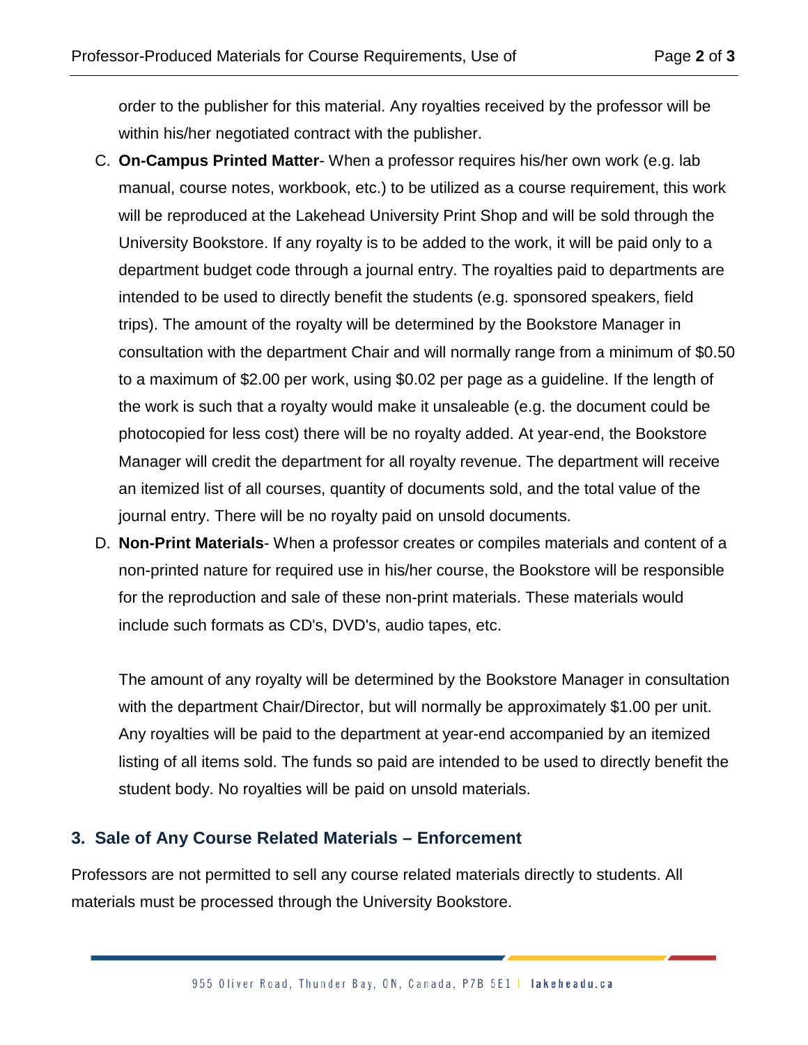order to the publisher for this material. Any royalties received by the professor will be within his/her negotiated contract with the publisher.

C. **On-Campus Printed Matter**- When a professor requires his/her own work (e.g. lab manual, course notes, workbook, etc.) to be utilized as a course requirement, this work will be reproduced at the Lakehead University Print Shop and will be sold through the University Bookstore. If any royalty is to be added to the work, it will be paid only to a department budget code through a journal entry. The royalties paid to departments are intended to be used to directly benefit the students (e.g. sponsored speakers, field trips). The amount of the royalty will be determined by the Bookstore Manager in consultation with the department Chair and will normally range from a minimum of $0.50 to a maximum of $2.00 per work, using $0.02 per page as a guideline. If the length of the work is such that a royalty would make it unsaleable (e.g. the document could be photocopied for less cost) there will be no royalty added. At year-end, the Bookstore Manager will credit the department for all royalty revenue. The department will receive an itemized list of all courses, quantity of documents sold, and the total value of the journal entry. There will be no royalty paid on unsold documents.

D. **Non-Print Materials**- When a professor creates or compiles materials and content of a non-printed nature for required use in his/her course, the Bookstore will be responsible for the reproduction and sale of these non-print materials. These materials would include such formats as CD's, DVD's, audio tapes, etc.

   The amount of any royalty will be determined by the Bookstore Manager in consultation with the department Chair/Director, but will normally be approximately $1.00 per unit. Any royalties will be paid to the department at year-end accompanied by an itemized listing of all items sold. The funds so paid are intended to be used to directly benefit the student body. No royalties will be paid on unsold materials.

## 3. Sale of Any Course Related Materials – Enforcement

Professors are not permitted to sell any course related materials directly to students. All materials must be processed through the University Bookstore.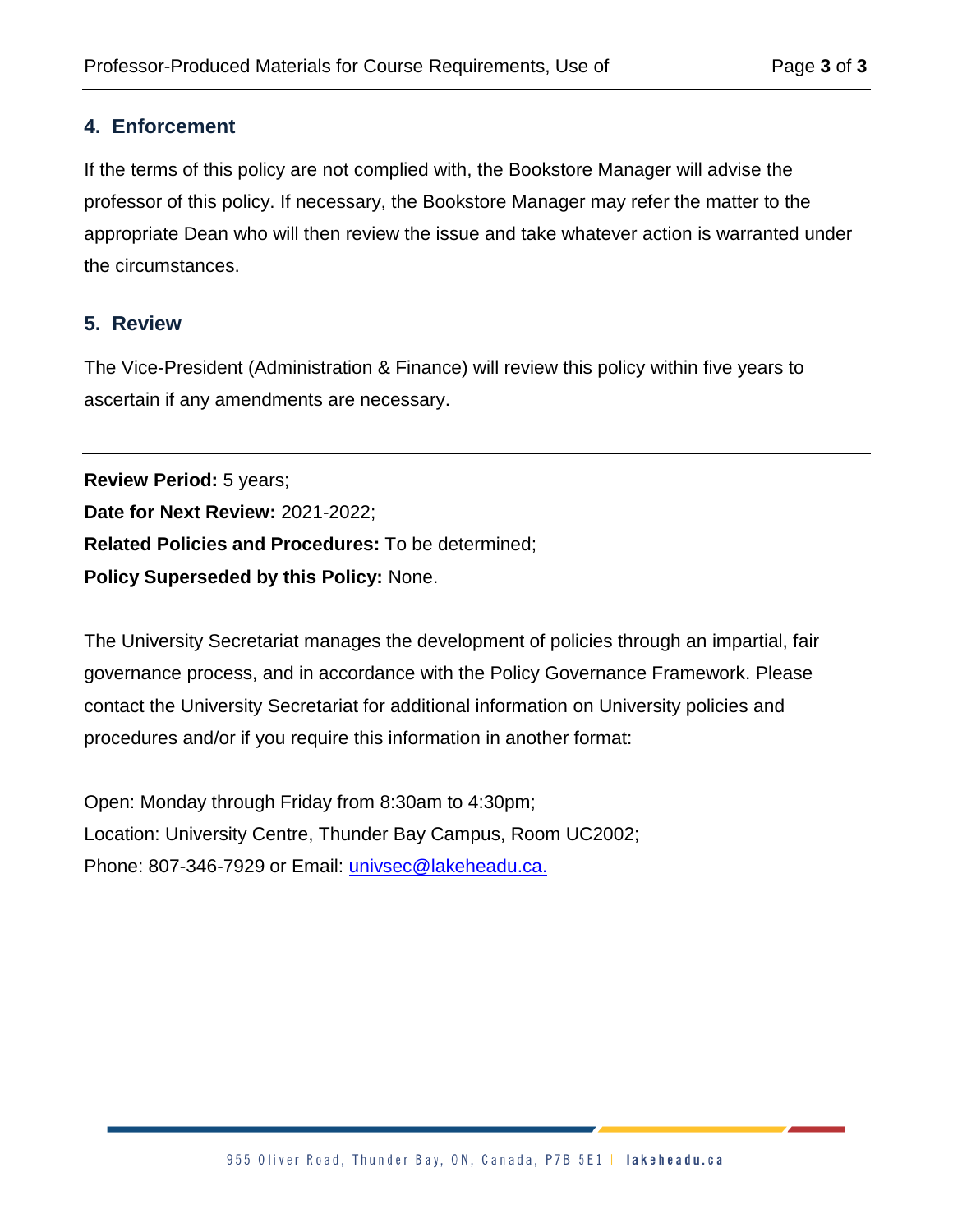## 4. Enforcement

If the terms of this policy are not complied with, the Bookstore Manager will advise the professor of this policy. If necessary, the Bookstore Manager may refer the matter to the appropriate Dean who will then review the issue and take whatever action is warranted under the circumstances.

## 5. Review

The Vice-President (Administration & Finance) will review this policy within five years to ascertain if any amendments are necessary.

---

**Review Period:** 5 years;
**Date for Next Review:** 2021-2022;
**Related Policies and Procedures:** To be determined;
**Policy Superseded by this Policy:** None.

The University Secretariat manages the development of policies through an impartial, fair governance process, and in accordance with the Policy Governance Framework. Please contact the University Secretariat for additional information on University policies and procedures and/or if you require this information in another format:

Open: Monday through Friday from 8:30am to 4:30pm;
Location: University Centre, Thunder Bay Campus, Room UC2002;
Phone: 807-346-7929 or Email: univsec@lakeheadu.ca.